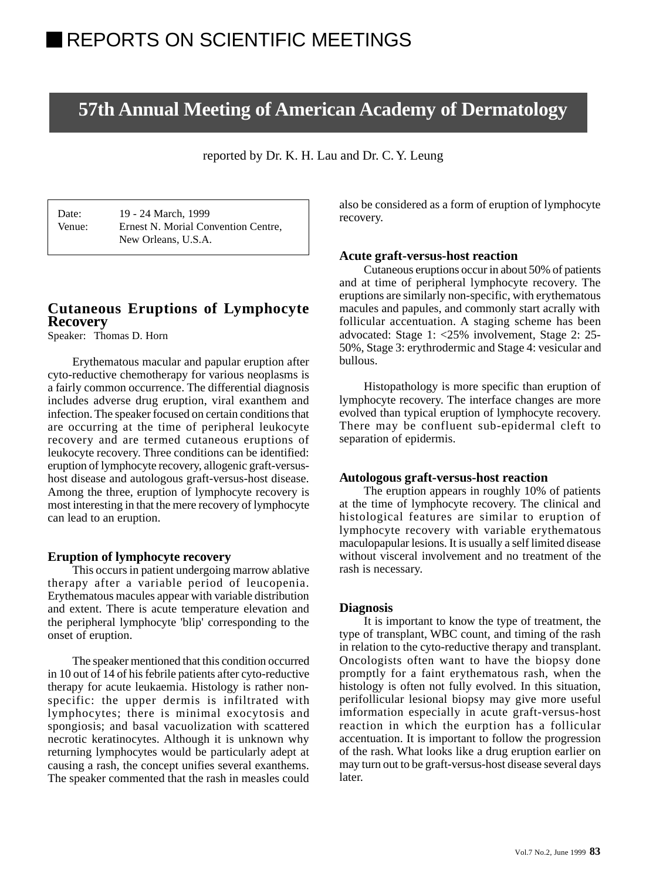# REPORTS ON SCIENTIFIC MEETINGS

## 57th Annual Meeting of American Academy of Dermatology

reported by Dr. K. H. Lau and Dr. C. Y. Leung

Date: 19 - 24 March, 1999
Venue: Ernest N. Morial Convention Centre, New Orleans, U.S.A.

### Cutaneous Eruptions of Lymphocyte Recovery

Speaker: Thomas D. Horn

Erythematous macular and papular eruption after cyto-reductive chemotherapy for various neoplasms is a fairly common occurrence. The differential diagnosis includes adverse drug eruption, viral exanthem and infection. The speaker focused on certain conditions that are occurring at the time of peripheral leukocyte recovery and are termed cutaneous eruptions of leukocyte recovery. Three conditions can be identified: eruption of lymphocyte recovery, allogenic graft-versus-host disease and autologous graft-versus-host disease. Among the three, eruption of lymphocyte recovery is most interesting in that the mere recovery of lymphocyte can lead to an eruption.

#### Eruption of lymphocyte recovery

This occurs in patient undergoing marrow ablative therapy after a variable period of leucopenia. Erythematous macules appear with variable distribution and extent. There is acute temperature elevation and the peripheral lymphocyte 'blip' corresponding to the onset of eruption.

The speaker mentioned that this condition occurred in 10 out of 14 of his febrile patients after cyto-reductive therapy for acute leukaemia. Histology is rather non-specific: the upper dermis is infiltrated with lymphocytes; there is minimal exocytosis and spongiosis; and basal vacuolization with scattered necrotic keratinocytes. Although it is unknown why returning lymphocytes would be particularly adept at causing a rash, the concept unifies several exanthems. The speaker commented that the rash in measles could also be considered as a form of eruption of lymphocyte recovery.

#### Acute graft-versus-host reaction

Cutaneous eruptions occur in about 50% of patients and at time of peripheral lymphocyte recovery. The eruptions are similarly non-specific, with erythematous macules and papules, and commonly start acrally with follicular accentuation. A staging scheme has been advocated: Stage 1: <25% involvement, Stage 2: 25-50%, Stage 3: erythrodermic and Stage 4: vesicular and bullous.

Histopathology is more specific than eruption of lymphocyte recovery. The interface changes are more evolved than typical eruption of lymphocyte recovery. There may be confluent sub-epidermal cleft to separation of epidermis.

#### Autologous graft-versus-host reaction

The eruption appears in roughly 10% of patients at the time of lymphocyte recovery. The clinical and histological features are similar to eruption of lymphocyte recovery with variable erythematous maculopapular lesions. It is usually a self limited disease without visceral involvement and no treatment of the rash is necessary.

#### Diagnosis

It is important to know the type of treatment, the type of transplant, WBC count, and timing of the rash in relation to the cyto-reductive therapy and transplant. Oncologists often want to have the biopsy done promptly for a faint erythematous rash, when the histology is often not fully evolved. In this situation, perifollicular lesional biopsy may give more useful imformation especially in acute graft-versus-host reaction in which the eurption has a follicular accentuation. It is important to follow the progression of the rash. What looks like a drug eruption earlier on may turn out to be graft-versus-host disease several days later.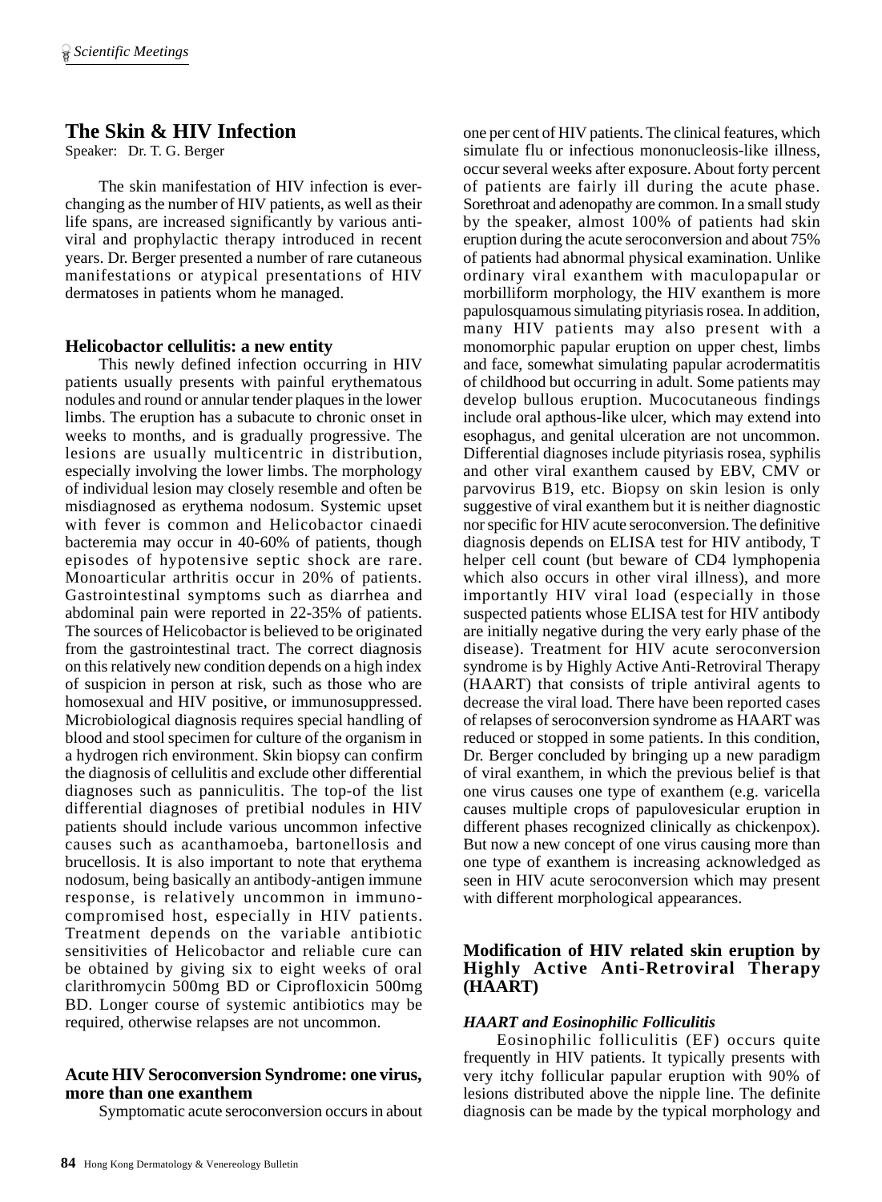## The Skin & HIV Infection

Speaker: Dr. T. G. Berger

The skin manifestation of HIV infection is ever-changing as the number of HIV patients, as well as their life spans, are increased significantly by various anti-viral and prophylactic therapy introduced in recent years. Dr. Berger presented a number of rare cutaneous manifestations or atypical presentations of HIV dermatoses in patients whom he managed.

### Helicobactor cellulitis: a new entity

This newly defined infection occurring in HIV patients usually presents with painful erythematous nodules and round or annular tender plaques in the lower limbs. The eruption has a subacute to chronic onset in weeks to months, and is gradually progressive. The lesions are usually multicentric in distribution, especially involving the lower limbs. The morphology of individual lesion may closely resemble and often be misdiagnosed as erythema nodosum. Systemic upset with fever is common and Helicobactor cinaedi bacteremia may occur in 40-60% of patients, though episodes of hypotensive septic shock are rare. Monoarticular arthritis occur in 20% of patients. Gastrointestinal symptoms such as diarrhea and abdominal pain were reported in 22-35% of patients. The sources of Helicobactor is believed to be originated from the gastrointestinal tract. The correct diagnosis on this relatively new condition depends on a high index of suspicion in person at risk, such as those who are homosexual and HIV positive, or immunosuppressed. Microbiological diagnosis requires special handling of blood and stool specimen for culture of the organism in a hydrogen rich environment. Skin biopsy can confirm the diagnosis of cellulitis and exclude other differential diagnoses such as panniculitis. The top-of the list differential diagnoses of pretibial nodules in HIV patients should include various uncommon infective causes such as acanthamoeba, bartonellosis and brucellosis. It is also important to note that erythema nodosum, being basically an antibody-antigen immune response, is relatively uncommon in immuno-compromised host, especially in HIV patients. Treatment depends on the variable antibiotic sensitivities of Helicobactor and reliable cure can be obtained by giving six to eight weeks of oral clarithromycin 500mg BD or Ciprofloxicin 500mg BD. Longer course of systemic antibiotics may be required, otherwise relapses are not uncommon.

### Acute HIV Seroconversion Syndrome: one virus, more than one exanthem

Symptomatic acute seroconversion occurs in about one per cent of HIV patients. The clinical features, which simulate flu or infectious mononucleosis-like illness, occur several weeks after exposure. About forty percent of patients are fairly ill during the acute phase. Sorethroat and adenopathy are common. In a small study by the speaker, almost 100% of patients had skin eruption during the acute seroconversion and about 75% of patients had abnormal physical examination. Unlike ordinary viral exanthem with maculopapular or morbilliform morphology, the HIV exanthem is more papulosquamous simulating pityriasis rosea. In addition, many HIV patients may also present with a monomorphic papular eruption on upper chest, limbs and face, somewhat simulating papular acrodermatitis of childhood but occurring in adult. Some patients may develop bullous eruption. Mucocutaneous findings include oral apthous-like ulcer, which may extend into esophagus, and genital ulceration are not uncommon. Differential diagnoses include pityriasis rosea, syphilis and other viral exanthem caused by EBV, CMV or parvovirus B19, etc. Biopsy on skin lesion is only suggestive of viral exanthem but it is neither diagnostic nor specific for HIV acute seroconversion. The definitive diagnosis depends on ELISA test for HIV antibody, T helper cell count (but beware of CD4 lymphopenia which also occurs in other viral illness), and more importantly HIV viral load (especially in those suspected patients whose ELISA test for HIV antibody are initially negative during the very early phase of the disease). Treatment for HIV acute seroconversion syndrome is by Highly Active Anti-Retroviral Therapy (HAART) that consists of triple antiviral agents to decrease the viral load. There have been reported cases of relapses of seroconversion syndrome as HAART was reduced or stopped in some patients. In this condition, Dr. Berger concluded by bringing up a new paradigm of viral exanthem, in which the previous belief is that one virus causes one type of exanthem (e.g. varicella causes multiple crops of papulovesicular eruption in different phases recognized clinically as chickenpox). But now a new concept of one virus causing more than one type of exanthem is increasing acknowledged as seen in HIV acute seroconversion which may present with different morphological appearances.

### Modification of HIV related skin eruption by Highly Active Anti-Retroviral Therapy (HAART)

#### *HAART and Eosinophilic Folliculitis*

Eosinophilic folliculitis (EF) occurs quite frequently in HIV patients. It typically presents with very itchy follicular papular eruption with 90% of lesions distributed above the nipple line. The definite diagnosis can be made by the typical morphology and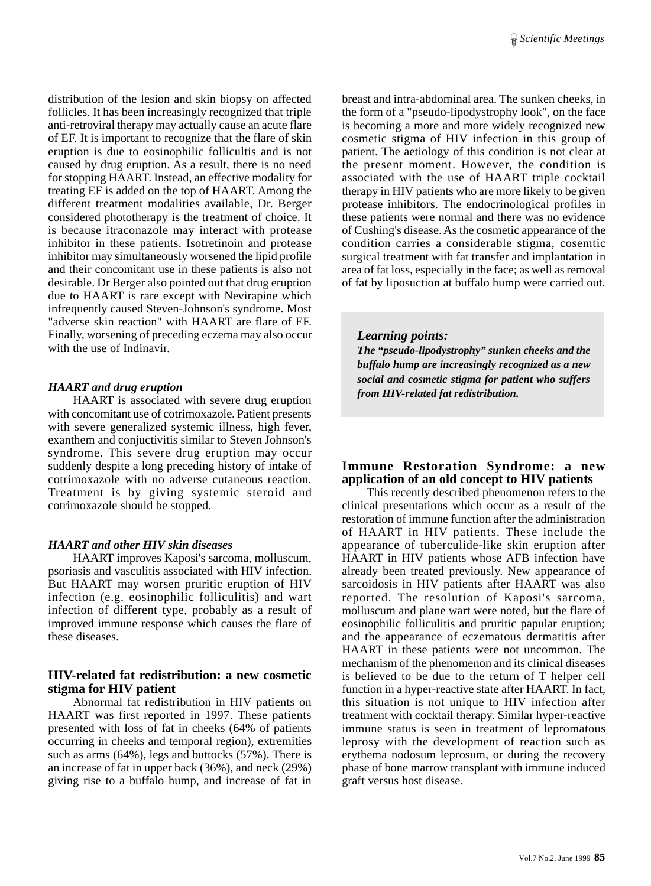distribution of the lesion and skin biopsy on affected follicles. It has been increasingly recognized that triple anti-retroviral therapy may actually cause an acute flare of EF. It is important to recognize that the flare of skin eruption is due to eosinophilic follicultis and is not caused by drug eruption. As a result, there is no need for stopping HAART. Instead, an effective modality for treating EF is added on the top of HAART. Among the different treatment modalities available, Dr. Berger considered phototherapy is the treatment of choice. It is because itraconazole may interact with protease inhibitor in these patients. Isotretinoin and protease inhibitor may simultaneously worsened the lipid profile and their concomitant use in these patients is also not desirable. Dr Berger also pointed out that drug eruption due to HAART is rare except with Nevirapine which infrequently caused Steven-Johnson's syndrome. Most "adverse skin reaction" with HAART are flare of EF. Finally, worsening of preceding eczema may also occur with the use of Indinavir.

### *HAART and drug eruption*

HAART is associated with severe drug eruption with concomitant use of cotrimoxazole. Patient presents with severe generalized systemic illness, high fever, exanthem and conjuctivitis similar to Steven Johnson's syndrome. This severe drug eruption may occur suddenly despite a long preceding history of intake of cotrimoxazole with no adverse cutaneous reaction. Treatment is by giving systemic steroid and cotrimoxazole should be stopped.

### *HAART and other HIV skin diseases*

HAART improves Kaposi's sarcoma, molluscum, psoriasis and vasculitis associated with HIV infection. But HAART may worsen pruritic eruption of HIV infection (e.g. eosinophilic folliculitis) and wart infection of different type, probably as a result of improved immune response which causes the flare of these diseases.

## HIV-related fat redistribution: a new cosmetic stigma for HIV patient

Abnormal fat redistribution in HIV patients on HAART was first reported in 1997. These patients presented with loss of fat in cheeks (64% of patients occurring in cheeks and temporal region), extremities such as arms (64%), legs and buttocks (57%). There is an increase of fat in upper back (36%), and neck (29%) giving rise to a buffalo hump, and increase of fat in breast and intra-abdominal area. The sunken cheeks, in the form of a "pseudo-lipodystrophy look", on the face is becoming a more and more widely recognized new cosmetic stigma of HIV infection in this group of patient. The aetiology of this condition is not clear at the present moment. However, the condition is associated with the use of HAART triple cocktail therapy in HIV patients who are more likely to be given protease inhibitors. The endocrinological profiles in these patients were normal and there was no evidence of Cushing's disease. As the cosmetic appearance of the condition carries a considerable stigma, cosemtic surgical treatment with fat transfer and implantation in area of fat loss, especially in the face; as well as removal of fat by liposuction at buffalo hump were carried out.

> ***Learning points:***
>
> ***The "pseudo-lipodystrophy" sunken cheeks and the buffalo hump are increasingly recognized as a new social and cosmetic stigma for patient who suffers from HIV-related fat redistribution.***

## Immune Restoration Syndrome: a new application of an old concept to HIV patients

This recently described phenomenon refers to the clinical presentations which occur as a result of the restoration of immune function after the administration of HAART in HIV patients. These include the appearance of tuberculide-like skin eruption after HAART in HIV patients whose AFB infection have already been treated previously. New appearance of sarcoidosis in HIV patients after HAART was also reported. The resolution of Kaposi's sarcoma, molluscum and plane wart were noted, but the flare of eosinophilic folliculitis and pruritic papular eruption; and the appearance of eczematous dermatitis after HAART in these patients were not uncommon. The mechanism of the phenomenon and its clinical diseases is believed to be due to the return of T helper cell function in a hyper-reactive state after HAART. In fact, this situation is not unique to HIV infection after treatment with cocktail therapy. Similar hyper-reactive immune status is seen in treatment of lepromatous leprosy with the development of reaction such as erythema nodosum leprosum, or during the recovery phase of bone marrow transplant with immune induced graft versus host disease.